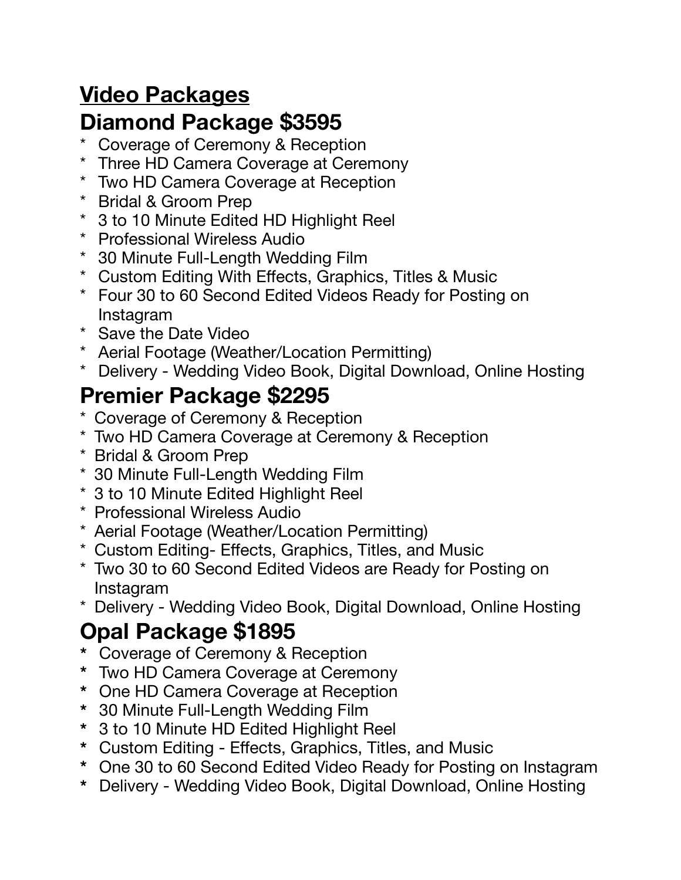# Video Packages

## Diamond Package $3595

* Coverage of Ceremony & Reception
* Three HD Camera Coverage at Ceremony
* Two HD Camera Coverage at Reception
* Bridal & Groom Prep
* 3 to 10 Minute Edited HD Highlight Reel
* Professional Wireless Audio
* 30 Minute Full-Length Wedding Film
* Custom Editing With Effects, Graphics, Titles & Music
* Four 30 to 60 Second Edited Videos Ready for Posting on Instagram
* Save the Date Video
* Aerial Footage (Weather/Location Permitting)
* Delivery - Wedding Video Book, Digital Download, Online Hosting

## Premier Package $2295

* Coverage of Ceremony & Reception
* Two HD Camera Coverage at Ceremony & Reception
* Bridal & Groom Prep
* 30 Minute Full-Length Wedding Film
* 3 to 10 Minute Edited Highlight Reel
* Professional Wireless Audio
* Aerial Footage (Weather/Location Permitting)
* Custom Editing- Effects, Graphics, Titles, and Music
* Two 30 to 60 Second Edited Videos are Ready for Posting on Instagram
* Delivery - Wedding Video Book, Digital Download, Online Hosting

## Opal Package $1895

* Coverage of Ceremony & Reception
* Two HD Camera Coverage at Ceremony
* One HD Camera Coverage at Reception
* 30 Minute Full-Length Wedding Film
* 3 to 10 Minute HD Edited Highlight Reel
* Custom Editing - Effects, Graphics, Titles, and Music
* One 30 to 60 Second Edited Video Ready for Posting on Instagram
* Delivery - Wedding Video Book, Digital Download, Online Hosting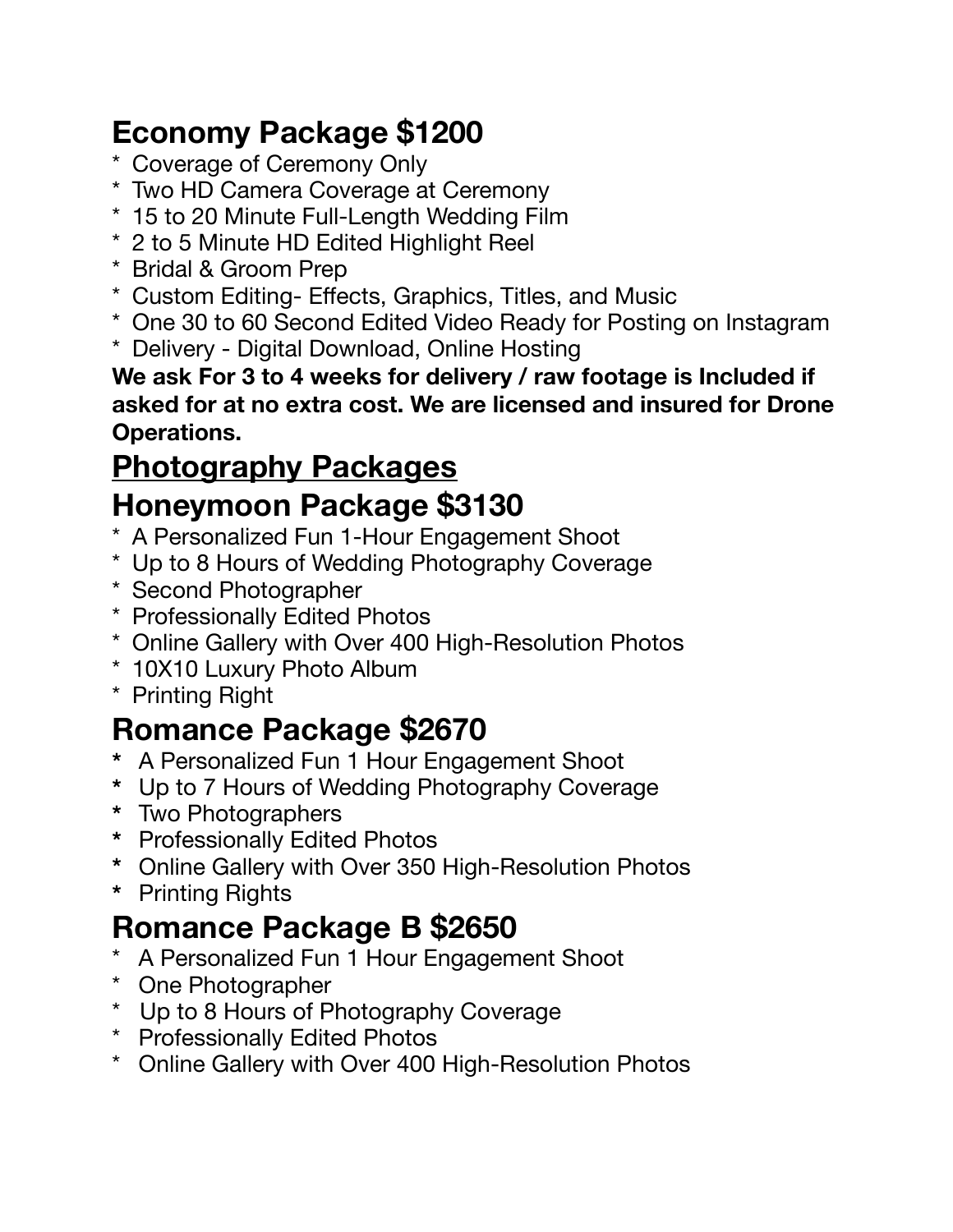## Economy Package $1200

* Coverage of Ceremony Only
* Two HD Camera Coverage at Ceremony
* 15 to 20 Minute Full-Length Wedding Film
* 2 to 5 Minute HD Edited Highlight Reel
* Bridal & Groom Prep
* Custom Editing- Effects, Graphics, Titles, and Music
* One 30 to 60 Second Edited Video Ready for Posting on Instagram
* Delivery - Digital Download, Online Hosting

**We ask For 3 to 4 weeks for delivery / raw footage is Included if asked for at no extra cost. We are licensed and insured for Drone Operations.**

# Photography Packages

## Honeymoon Package $3130

* A Personalized Fun 1-Hour Engagement Shoot
* Up to 8 Hours of Wedding Photography Coverage
* Second Photographer
* Professionally Edited Photos
* Online Gallery with Over 400 High-Resolution Photos
* 10X10 Luxury Photo Album
* Printing Right

## Romance Package $2670

* A Personalized Fun 1 Hour Engagement Shoot
* Up to 7 Hours of Wedding Photography Coverage
* Two Photographers
* Professionally Edited Photos
* Online Gallery with Over 350 High-Resolution Photos
* Printing Rights

## Romance Package B $2650

* A Personalized Fun 1 Hour Engagement Shoot
* One Photographer
* Up to 8 Hours of Photography Coverage
* Professionally Edited Photos
* Online Gallery with Over 400 High-Resolution Photos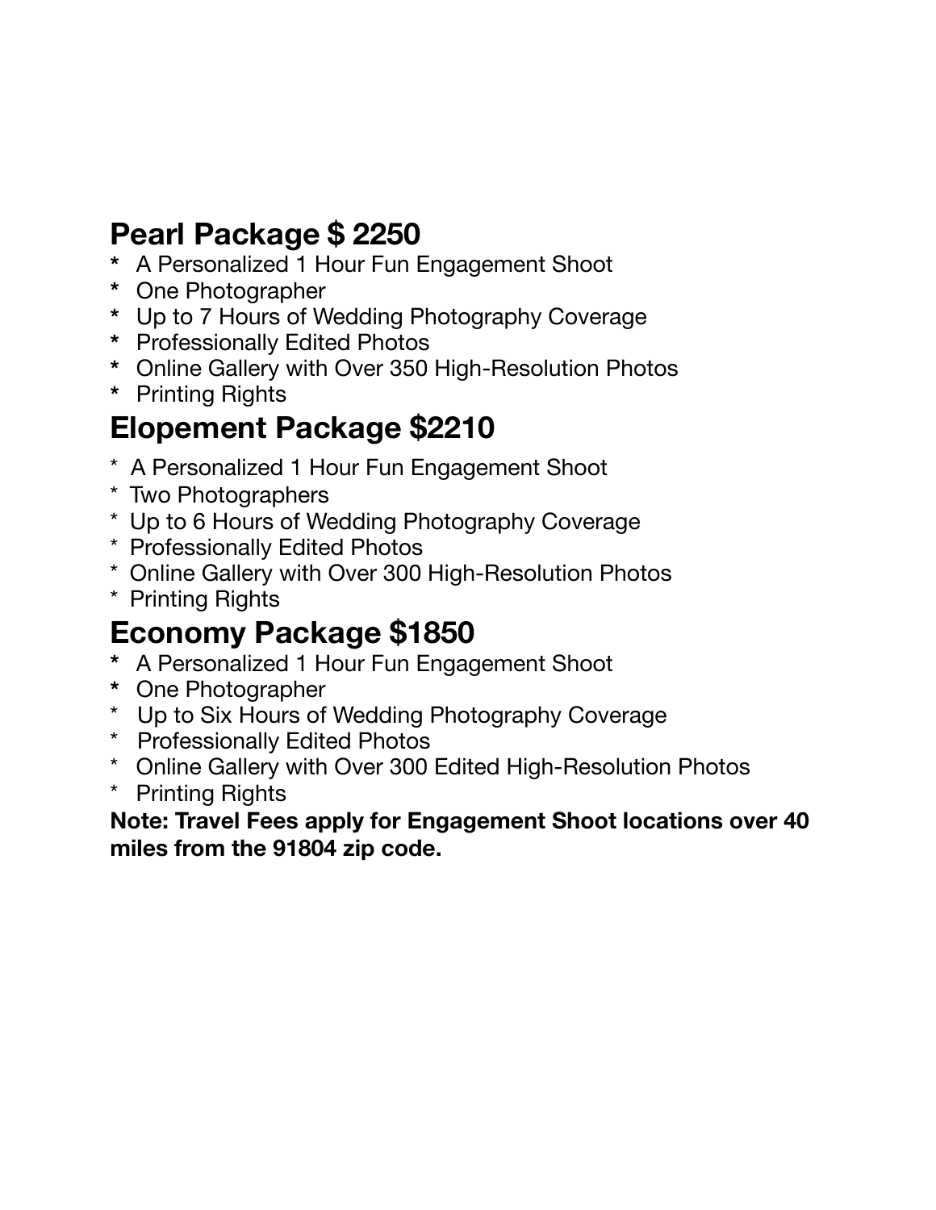## Pearl Package $ 2250

* A Personalized 1 Hour Fun Engagement Shoot
* One Photographer
* Up to 7 Hours of Wedding Photography Coverage
* Professionally Edited Photos
* Online Gallery with Over 350 High-Resolution Photos
* Printing Rights

## Elopement Package $2210

* A Personalized 1 Hour Fun Engagement Shoot
* Two Photographers
* Up to 6 Hours of Wedding Photography Coverage
* Professionally Edited Photos
* Online Gallery with Over 300 High-Resolution Photos
* Printing Rights

## Economy Package $1850

* A Personalized 1 Hour Fun Engagement Shoot
* One Photographer
* Up to Six Hours of Wedding Photography Coverage
* Professionally Edited Photos
* Online Gallery with Over 300 Edited High-Resolution Photos
* Printing Rights

**Note: Travel Fees apply for Engagement Shoot locations over 40 miles from the 91804 zip code.**